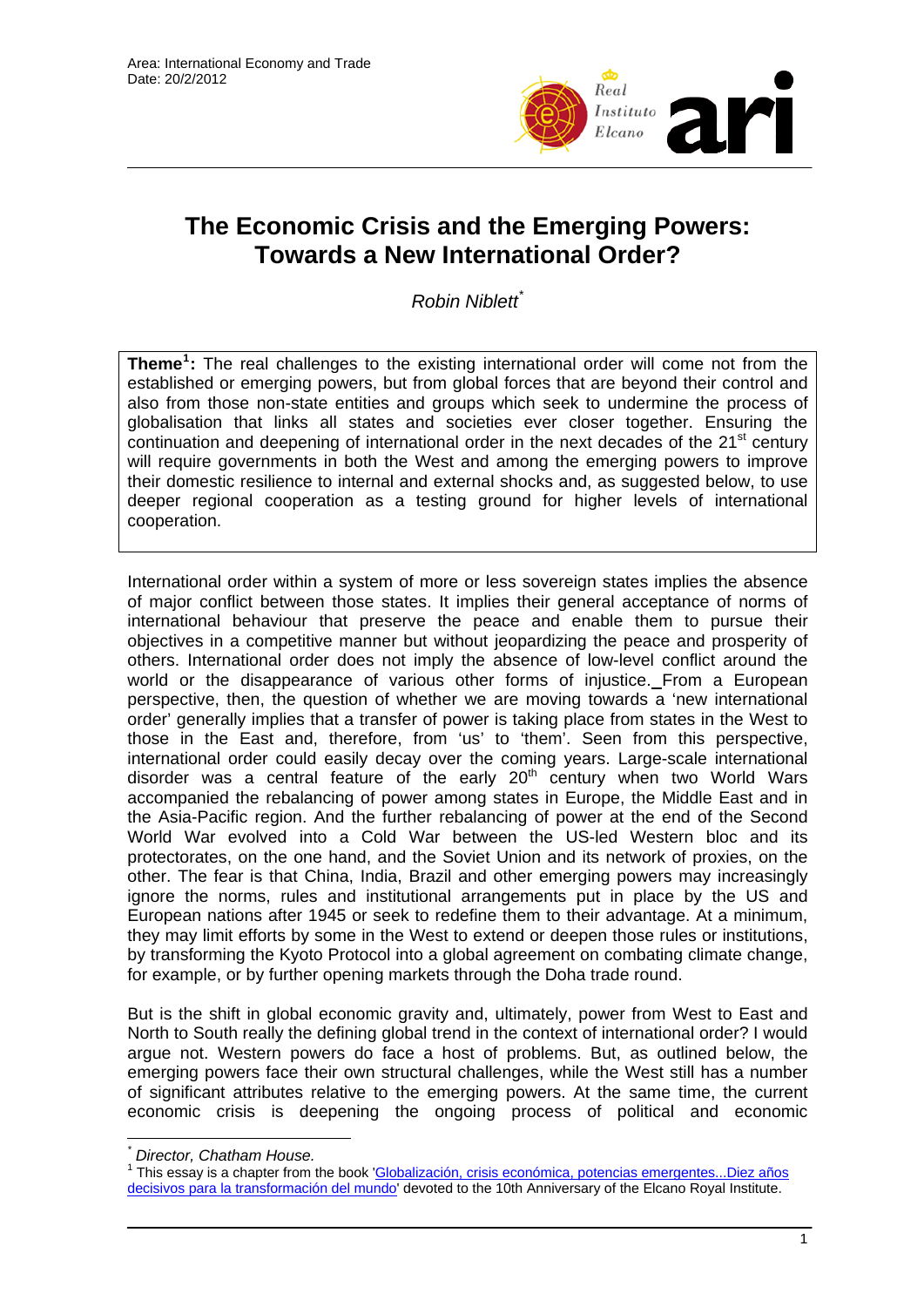Area: International Economy and Trade
Date: 20/2/2012

# The Economic Crisis and the Emerging Powers: Towards a New International Order?

*Robin Niblett*[*]

**Theme**[1]**:** The real challenges to the existing international order will come not from the established or emerging powers, but from global forces that are beyond their control and also from those non-state entities and groups which seek to undermine the process of globalisation that links all states and societies ever closer together. Ensuring the continuation and deepening of international order in the next decades of the 21st century will require governments in both the West and among the emerging powers to improve their domestic resilience to internal and external shocks and, as suggested below, to use deeper regional cooperation as a testing ground for higher levels of international cooperation.

International order within a system of more or less sovereign states implies the absence of major conflict between those states. It implies their general acceptance of norms of international behaviour that preserve the peace and enable them to pursue their objectives in a competitive manner but without jeopardizing the peace and prosperity of others. International order does not imply the absence of low-level conflict around the world or the disappearance of various other forms of injustice. From a European perspective, then, the question of whether we are moving towards a 'new international order' generally implies that a transfer of power is taking place from states in the West to those in the East and, therefore, from 'us' to 'them'. Seen from this perspective, international order could easily decay over the coming years. Large-scale international disorder was a central feature of the early 20th century when two World Wars accompanied the rebalancing of power among states in Europe, the Middle East and in the Asia-Pacific region. And the further rebalancing of power at the end of the Second World War evolved into a Cold War between the US-led Western bloc and its protectorates, on the one hand, and the Soviet Union and its network of proxies, on the other. The fear is that China, India, Brazil and other emerging powers may increasingly ignore the norms, rules and institutional arrangements put in place by the US and European nations after 1945 or seek to redefine them to their advantage. At a minimum, they may limit efforts by some in the West to extend or deepen those rules or institutions, by transforming the Kyoto Protocol into a global agreement on combating climate change, for example, or by further opening markets through the Doha trade round.

But is the shift in global economic gravity and, ultimately, power from West to East and North to South really the defining global trend in the context of international order? I would argue not. Western powers do face a host of problems. But, as outlined below, the emerging powers face their own structural challenges, while the West still has a number of significant attributes relative to the emerging powers. At the same time, the current economic crisis is deepening the ongoing process of political and economic

---

[*] *Director, Chatham House.*

[1] This essay is a chapter from the book 'Globalización, crisis económica, potencias emergentes...Diez años decisivos para la transformación del mundo' devoted to the 10th Anniversary of the Elcano Royal Institute.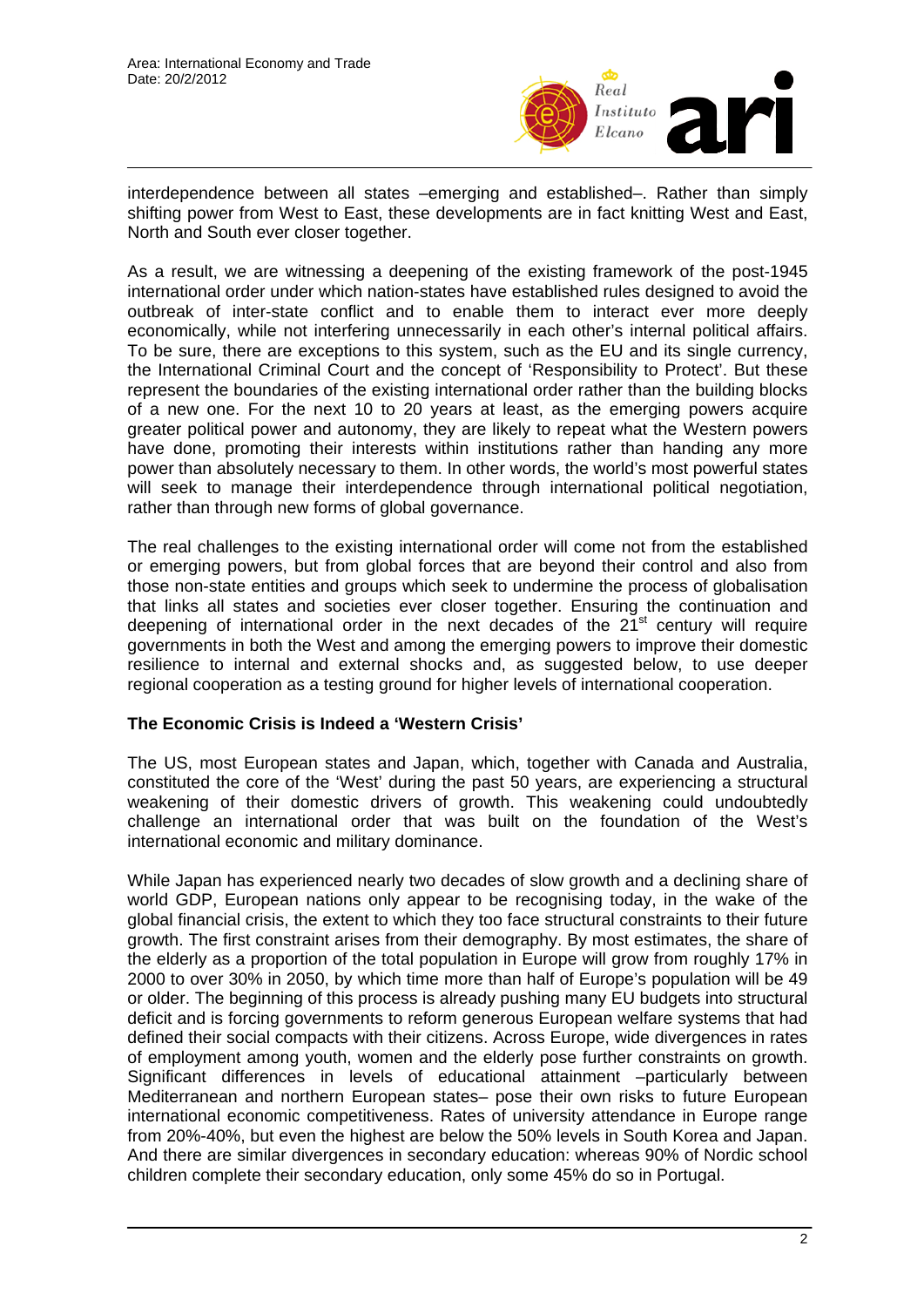interdependence between all states –emerging and established–. Rather than simply shifting power from West to East, these developments are in fact knitting West and East, North and South ever closer together.

As a result, we are witnessing a deepening of the existing framework of the post-1945 international order under which nation-states have established rules designed to avoid the outbreak of inter-state conflict and to enable them to interact ever more deeply economically, while not interfering unnecessarily in each other's internal political affairs. To be sure, there are exceptions to this system, such as the EU and its single currency, the International Criminal Court and the concept of 'Responsibility to Protect'. But these represent the boundaries of the existing international order rather than the building blocks of a new one. For the next 10 to 20 years at least, as the emerging powers acquire greater political power and autonomy, they are likely to repeat what the Western powers have done, promoting their interests within institutions rather than handing any more power than absolutely necessary to them. In other words, the world's most powerful states will seek to manage their interdependence through international political negotiation, rather than through new forms of global governance.

The real challenges to the existing international order will come not from the established or emerging powers, but from global forces that are beyond their control and also from those non-state entities and groups which seek to undermine the process of globalisation that links all states and societies ever closer together. Ensuring the continuation and deepening of international order in the next decades of the 21st century will require governments in both the West and among the emerging powers to improve their domestic resilience to internal and external shocks and, as suggested below, to use deeper regional cooperation as a testing ground for higher levels of international cooperation.

**The Economic Crisis is Indeed a 'Western Crisis'**

The US, most European states and Japan, which, together with Canada and Australia, constituted the core of the 'West' during the past 50 years, are experiencing a structural weakening of their domestic drivers of growth. This weakening could undoubtedly challenge an international order that was built on the foundation of the West's international economic and military dominance.

While Japan has experienced nearly two decades of slow growth and a declining share of world GDP, European nations only appear to be recognising today, in the wake of the global financial crisis, the extent to which they too face structural constraints to their future growth. The first constraint arises from their demography. By most estimates, the share of the elderly as a proportion of the total population in Europe will grow from roughly 17% in 2000 to over 30% in 2050, by which time more than half of Europe's population will be 49 or older. The beginning of this process is already pushing many EU budgets into structural deficit and is forcing governments to reform generous European welfare systems that had defined their social compacts with their citizens. Across Europe, wide divergences in rates of employment among youth, women and the elderly pose further constraints on growth. Significant differences in levels of educational attainment –particularly between Mediterranean and northern European states– pose their own risks to future European international economic competitiveness. Rates of university attendance in Europe range from 20%-40%, but even the highest are below the 50% levels in South Korea and Japan. And there are similar divergences in secondary education: whereas 90% of Nordic school children complete their secondary education, only some 45% do so in Portugal.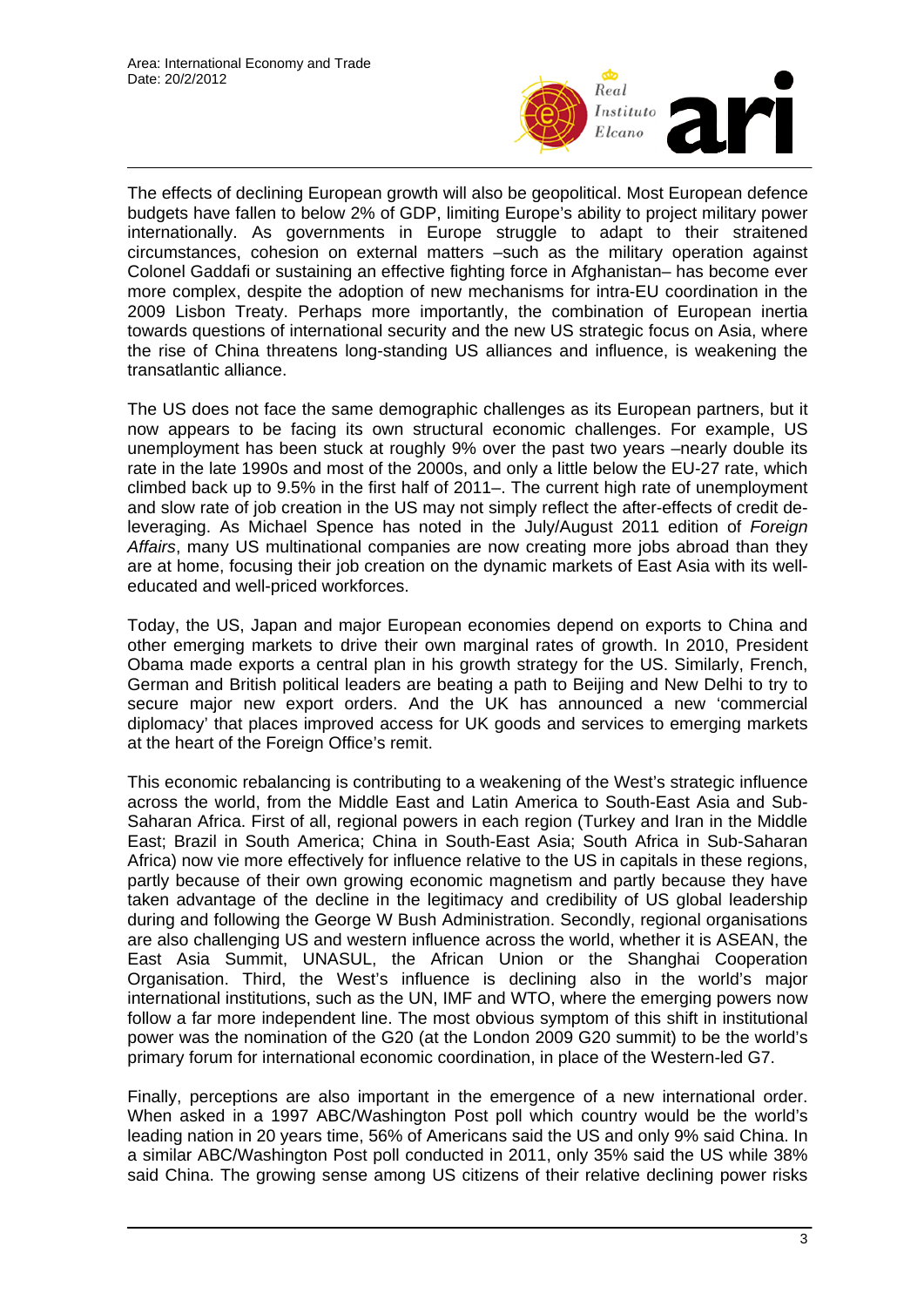The effects of declining European growth will also be geopolitical. Most European defence budgets have fallen to below 2% of GDP, limiting Europe's ability to project military power internationally. As governments in Europe struggle to adapt to their straitened circumstances, cohesion on external matters –such as the military operation against Colonel Gaddafi or sustaining an effective fighting force in Afghanistan– has become ever more complex, despite the adoption of new mechanisms for intra-EU coordination in the 2009 Lisbon Treaty. Perhaps more importantly, the combination of European inertia towards questions of international security and the new US strategic focus on Asia, where the rise of China threatens long-standing US alliances and influence, is weakening the transatlantic alliance.

The US does not face the same demographic challenges as its European partners, but it now appears to be facing its own structural economic challenges. For example, US unemployment has been stuck at roughly 9% over the past two years –nearly double its rate in the late 1990s and most of the 2000s, and only a little below the EU-27 rate, which climbed back up to 9.5% in the first half of 2011–. The current high rate of unemployment and slow rate of job creation in the US may not simply reflect the after-effects of credit de-leveraging. As Michael Spence has noted in the July/August 2011 edition of *Foreign Affairs*, many US multinational companies are now creating more jobs abroad than they are at home, focusing their job creation on the dynamic markets of East Asia with its well-educated and well-priced workforces.

Today, the US, Japan and major European economies depend on exports to China and other emerging markets to drive their own marginal rates of growth. In 2010, President Obama made exports a central plan in his growth strategy for the US. Similarly, French, German and British political leaders are beating a path to Beijing and New Delhi to try to secure major new export orders. And the UK has announced a new 'commercial diplomacy' that places improved access for UK goods and services to emerging markets at the heart of the Foreign Office's remit.

This economic rebalancing is contributing to a weakening of the West's strategic influence across the world, from the Middle East and Latin America to South-East Asia and Sub-Saharan Africa. First of all, regional powers in each region (Turkey and Iran in the Middle East; Brazil in South America; China in South-East Asia; South Africa in Sub-Saharan Africa) now vie more effectively for influence relative to the US in capitals in these regions, partly because of their own growing economic magnetism and partly because they have taken advantage of the decline in the legitimacy and credibility of US global leadership during and following the George W Bush Administration. Secondly, regional organisations are also challenging US and western influence across the world, whether it is ASEAN, the East Asia Summit, UNASUL, the African Union or the Shanghai Cooperation Organisation. Third, the West's influence is declining also in the world's major international institutions, such as the UN, IMF and WTO, where the emerging powers now follow a far more independent line. The most obvious symptom of this shift in institutional power was the nomination of the G20 (at the London 2009 G20 summit) to be the world's primary forum for international economic coordination, in place of the Western-led G7.

Finally, perceptions are also important in the emergence of a new international order. When asked in a 1997 ABC/Washington Post poll which country would be the world's leading nation in 20 years time, 56% of Americans said the US and only 9% said China. In a similar ABC/Washington Post poll conducted in 2011, only 35% said the US while 38% said China. The growing sense among US citizens of their relative declining power risks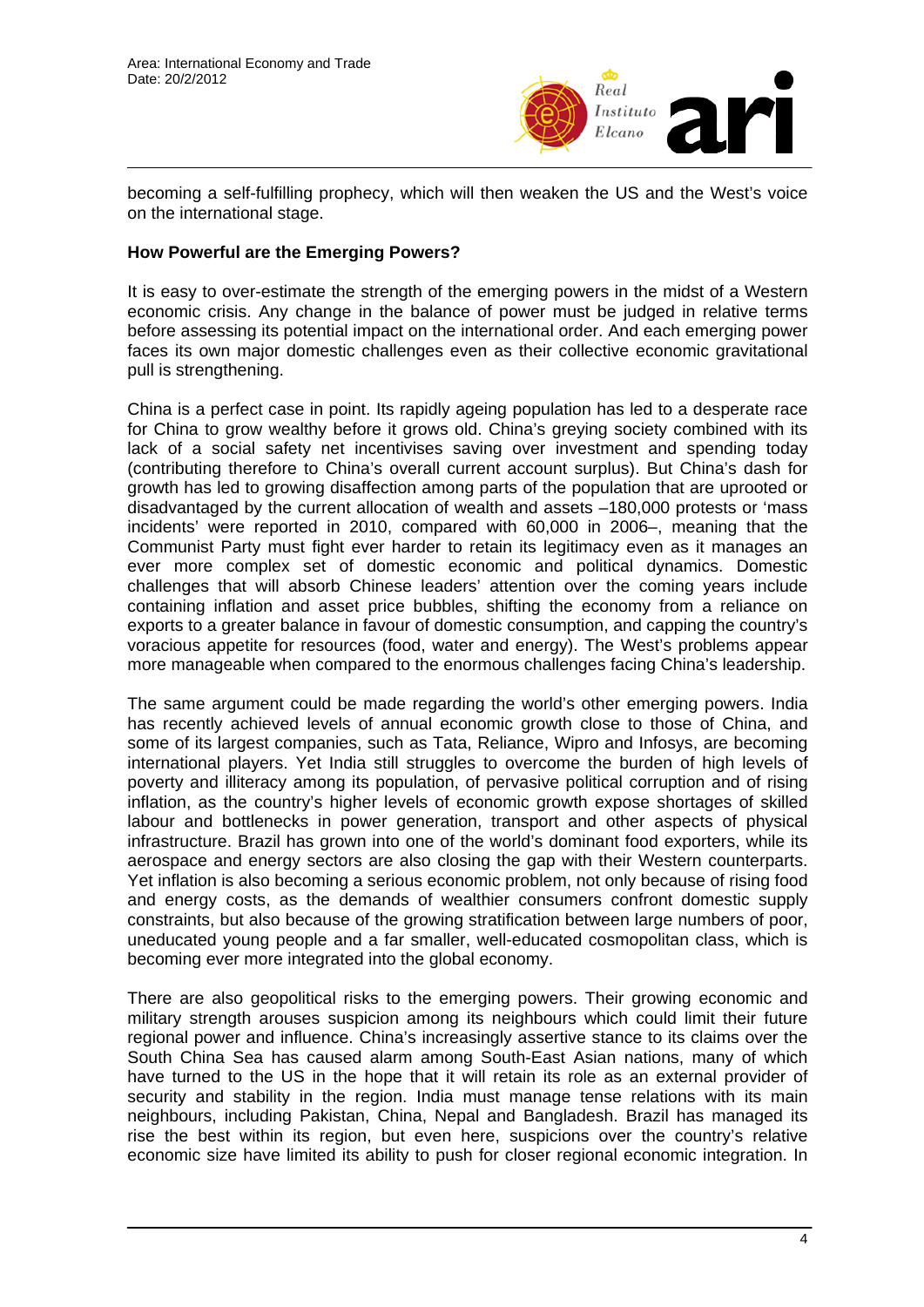becoming a self-fulfilling prophecy, which will then weaken the US and the West's voice on the international stage.

**How Powerful are the Emerging Powers?**

It is easy to over-estimate the strength of the emerging powers in the midst of a Western economic crisis. Any change in the balance of power must be judged in relative terms before assessing its potential impact on the international order. And each emerging power faces its own major domestic challenges even as their collective economic gravitational pull is strengthening.

China is a perfect case in point. Its rapidly ageing population has led to a desperate race for China to grow wealthy before it grows old. China's greying society combined with its lack of a social safety net incentivises saving over investment and spending today (contributing therefore to China's overall current account surplus). But China's dash for growth has led to growing disaffection among parts of the population that are uprooted or disadvantaged by the current allocation of wealth and assets –180,000 protests or 'mass incidents' were reported in 2010, compared with 60,000 in 2006–, meaning that the Communist Party must fight ever harder to retain its legitimacy even as it manages an ever more complex set of domestic economic and political dynamics. Domestic challenges that will absorb Chinese leaders' attention over the coming years include containing inflation and asset price bubbles, shifting the economy from a reliance on exports to a greater balance in favour of domestic consumption, and capping the country's voracious appetite for resources (food, water and energy). The West's problems appear more manageable when compared to the enormous challenges facing China's leadership.

The same argument could be made regarding the world's other emerging powers. India has recently achieved levels of annual economic growth close to those of China, and some of its largest companies, such as Tata, Reliance, Wipro and Infosys, are becoming international players. Yet India still struggles to overcome the burden of high levels of poverty and illiteracy among its population, of pervasive political corruption and of rising inflation, as the country's higher levels of economic growth expose shortages of skilled labour and bottlenecks in power generation, transport and other aspects of physical infrastructure. Brazil has grown into one of the world's dominant food exporters, while its aerospace and energy sectors are also closing the gap with their Western counterparts. Yet inflation is also becoming a serious economic problem, not only because of rising food and energy costs, as the demands of wealthier consumers confront domestic supply constraints, but also because of the growing stratification between large numbers of poor, uneducated young people and a far smaller, well-educated cosmopolitan class, which is becoming ever more integrated into the global economy.

There are also geopolitical risks to the emerging powers. Their growing economic and military strength arouses suspicion among its neighbours which could limit their future regional power and influence. China's increasingly assertive stance to its claims over the South China Sea has caused alarm among South-East Asian nations, many of which have turned to the US in the hope that it will retain its role as an external provider of security and stability in the region. India must manage tense relations with its main neighbours, including Pakistan, China, Nepal and Bangladesh. Brazil has managed its rise the best within its region, but even here, suspicions over the country's relative economic size have limited its ability to push for closer regional economic integration. In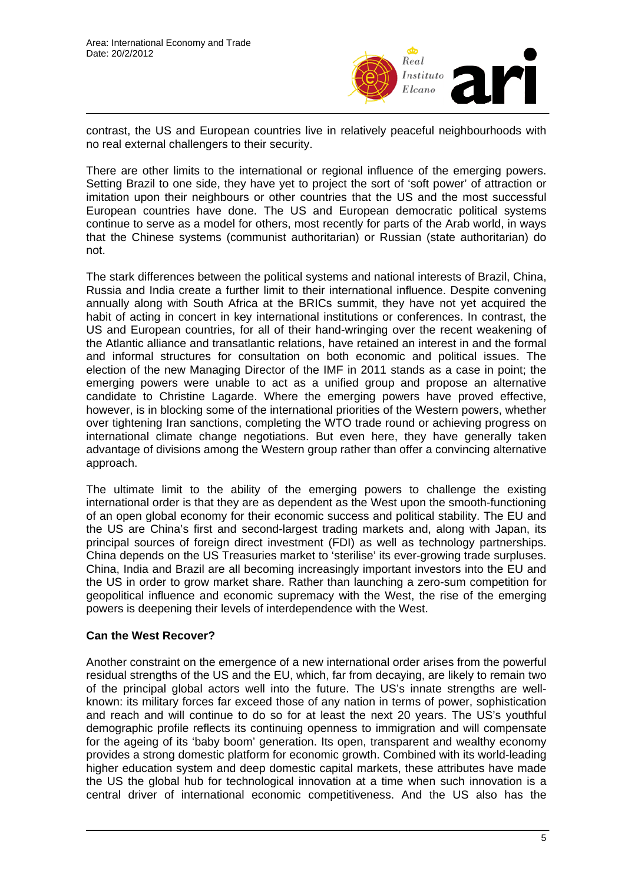contrast, the US and European countries live in relatively peaceful neighbourhoods with no real external challengers to their security.

There are other limits to the international or regional influence of the emerging powers. Setting Brazil to one side, they have yet to project the sort of 'soft power' of attraction or imitation upon their neighbours or other countries that the US and the most successful European countries have done. The US and European democratic political systems continue to serve as a model for others, most recently for parts of the Arab world, in ways that the Chinese systems (communist authoritarian) or Russian (state authoritarian) do not.

The stark differences between the political systems and national interests of Brazil, China, Russia and India create a further limit to their international influence. Despite convening annually along with South Africa at the BRICs summit, they have not yet acquired the habit of acting in concert in key international institutions or conferences. In contrast, the US and European countries, for all of their hand-wringing over the recent weakening of the Atlantic alliance and transatlantic relations, have retained an interest in and the formal and informal structures for consultation on both economic and political issues. The election of the new Managing Director of the IMF in 2011 stands as a case in point; the emerging powers were unable to act as a unified group and propose an alternative candidate to Christine Lagarde. Where the emerging powers have proved effective, however, is in blocking some of the international priorities of the Western powers, whether over tightening Iran sanctions, completing the WTO trade round or achieving progress on international climate change negotiations. But even here, they have generally taken advantage of divisions among the Western group rather than offer a convincing alternative approach.

The ultimate limit to the ability of the emerging powers to challenge the existing international order is that they are as dependent as the West upon the smooth-functioning of an open global economy for their economic success and political stability. The EU and the US are China's first and second-largest trading markets and, along with Japan, its principal sources of foreign direct investment (FDI) as well as technology partnerships. China depends on the US Treasuries market to 'sterilise' its ever-growing trade surpluses. China, India and Brazil are all becoming increasingly important investors into the EU and the US in order to grow market share. Rather than launching a zero-sum competition for geopolitical influence and economic supremacy with the West, the rise of the emerging powers is deepening their levels of interdependence with the West.

**Can the West Recover?**

Another constraint on the emergence of a new international order arises from the powerful residual strengths of the US and the EU, which, far from decaying, are likely to remain two of the principal global actors well into the future. The US's innate strengths are well-known: its military forces far exceed those of any nation in terms of power, sophistication and reach and will continue to do so for at least the next 20 years. The US's youthful demographic profile reflects its continuing openness to immigration and will compensate for the ageing of its 'baby boom' generation. Its open, transparent and wealthy economy provides a strong domestic platform for economic growth. Combined with its world-leading higher education system and deep domestic capital markets, these attributes have made the US the global hub for technological innovation at a time when such innovation is a central driver of international economic competitiveness. And the US also has the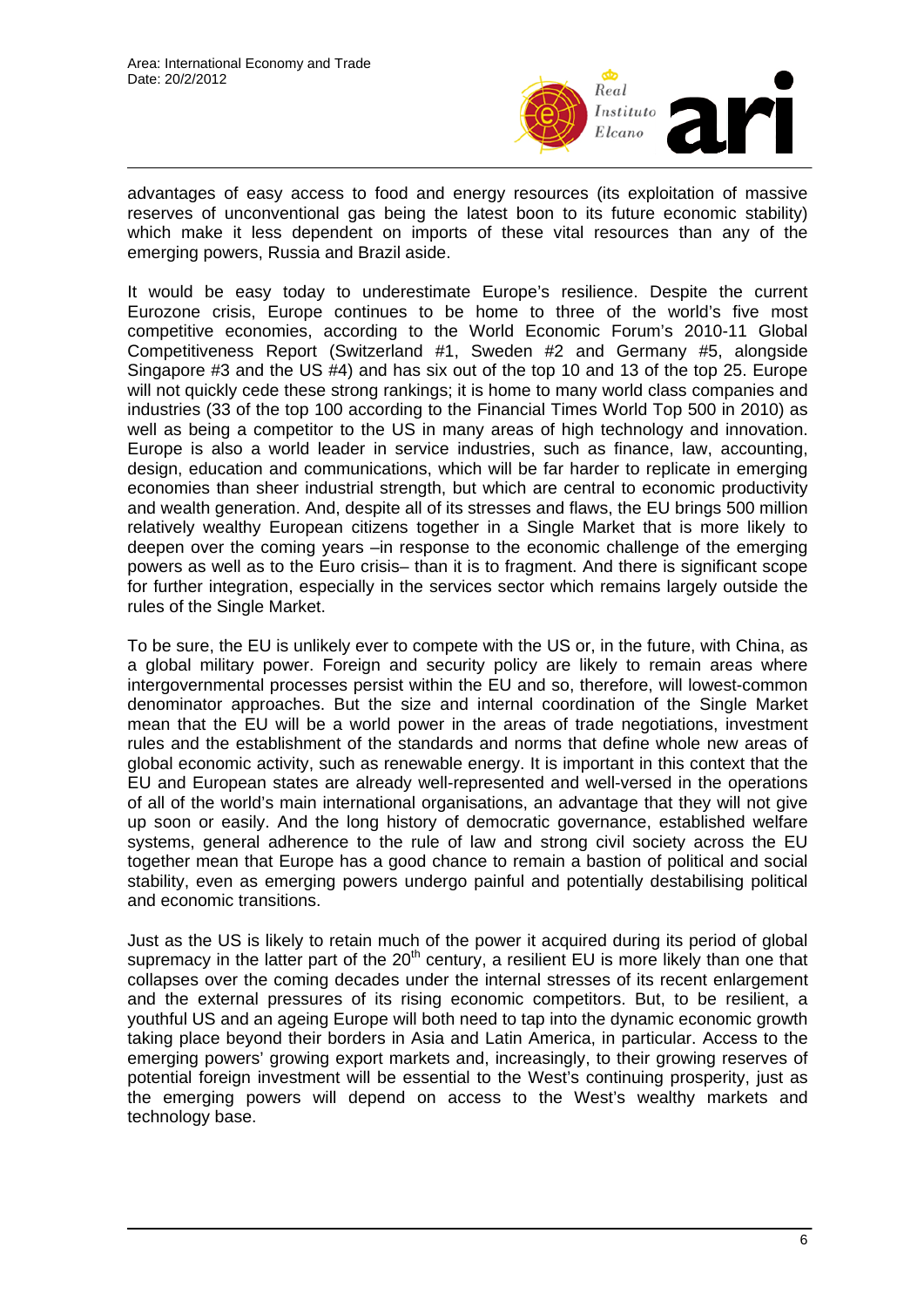advantages of easy access to food and energy resources (its exploitation of massive reserves of unconventional gas being the latest boon to its future economic stability) which make it less dependent on imports of these vital resources than any of the emerging powers, Russia and Brazil aside.

It would be easy today to underestimate Europe's resilience. Despite the current Eurozone crisis, Europe continues to be home to three of the world's five most competitive economies, according to the World Economic Forum's 2010-11 Global Competitiveness Report (Switzerland #1, Sweden #2 and Germany #5, alongside Singapore #3 and the US #4) and has six out of the top 10 and 13 of the top 25. Europe will not quickly cede these strong rankings; it is home to many world class companies and industries (33 of the top 100 according to the Financial Times World Top 500 in 2010) as well as being a competitor to the US in many areas of high technology and innovation. Europe is also a world leader in service industries, such as finance, law, accounting, design, education and communications, which will be far harder to replicate in emerging economies than sheer industrial strength, but which are central to economic productivity and wealth generation. And, despite all of its stresses and flaws, the EU brings 500 million relatively wealthy European citizens together in a Single Market that is more likely to deepen over the coming years –in response to the economic challenge of the emerging powers as well as to the Euro crisis– than it is to fragment. And there is significant scope for further integration, especially in the services sector which remains largely outside the rules of the Single Market.

To be sure, the EU is unlikely ever to compete with the US or, in the future, with China, as a global military power. Foreign and security policy are likely to remain areas where intergovernmental processes persist within the EU and so, therefore, will lowest-common denominator approaches. But the size and internal coordination of the Single Market mean that the EU will be a world power in the areas of trade negotiations, investment rules and the establishment of the standards and norms that define whole new areas of global economic activity, such as renewable energy. It is important in this context that the EU and European states are already well-represented and well-versed in the operations of all of the world's main international organisations, an advantage that they will not give up soon or easily. And the long history of democratic governance, established welfare systems, general adherence to the rule of law and strong civil society across the EU together mean that Europe has a good chance to remain a bastion of political and social stability, even as emerging powers undergo painful and potentially destabilising political and economic transitions.

Just as the US is likely to retain much of the power it acquired during its period of global supremacy in the latter part of the 20th century, a resilient EU is more likely than one that collapses over the coming decades under the internal stresses of its recent enlargement and the external pressures of its rising economic competitors. But, to be resilient, a youthful US and an ageing Europe will both need to tap into the dynamic economic growth taking place beyond their borders in Asia and Latin America, in particular. Access to the emerging powers' growing export markets and, increasingly, to their growing reserves of potential foreign investment will be essential to the West's continuing prosperity, just as the emerging powers will depend on access to the West's wealthy markets and technology base.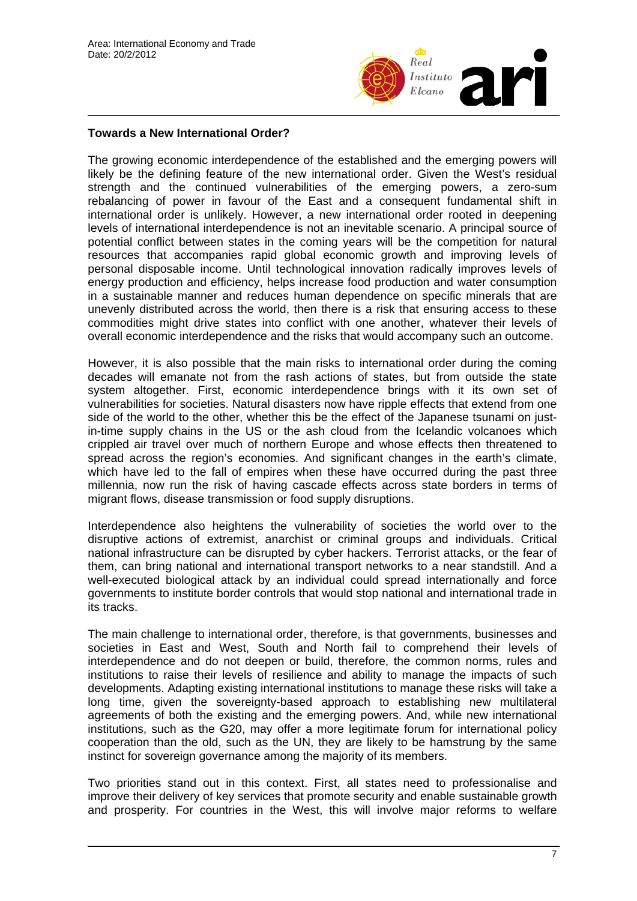**Towards a New International Order?**

The growing economic interdependence of the established and the emerging powers will likely be the defining feature of the new international order. Given the West's residual strength and the continued vulnerabilities of the emerging powers, a zero-sum rebalancing of power in favour of the East and a consequent fundamental shift in international order is unlikely. However, a new international order rooted in deepening levels of international interdependence is not an inevitable scenario. A principal source of potential conflict between states in the coming years will be the competition for natural resources that accompanies rapid global economic growth and improving levels of personal disposable income. Until technological innovation radically improves levels of energy production and efficiency, helps increase food production and water consumption in a sustainable manner and reduces human dependence on specific minerals that are unevenly distributed across the world, then there is a risk that ensuring access to these commodities might drive states into conflict with one another, whatever their levels of overall economic interdependence and the risks that would accompany such an outcome.

However, it is also possible that the main risks to international order during the coming decades will emanate not from the rash actions of states, but from outside the state system altogether. First, economic interdependence brings with it its own set of vulnerabilities for societies. Natural disasters now have ripple effects that extend from one side of the world to the other, whether this be the effect of the Japanese tsunami on just-in-time supply chains in the US or the ash cloud from the Icelandic volcanoes which crippled air travel over much of northern Europe and whose effects then threatened to spread across the region's economies. And significant changes in the earth's climate, which have led to the fall of empires when these have occurred during the past three millennia, now run the risk of having cascade effects across state borders in terms of migrant flows, disease transmission or food supply disruptions.

Interdependence also heightens the vulnerability of societies the world over to the disruptive actions of extremist, anarchist or criminal groups and individuals. Critical national infrastructure can be disrupted by cyber hackers. Terrorist attacks, or the fear of them, can bring national and international transport networks to a near standstill. And a well-executed biological attack by an individual could spread internationally and force governments to institute border controls that would stop national and international trade in its tracks.

The main challenge to international order, therefore, is that governments, businesses and societies in East and West, South and North fail to comprehend their levels of interdependence and do not deepen or build, therefore, the common norms, rules and institutions to raise their levels of resilience and ability to manage the impacts of such developments. Adapting existing international institutions to manage these risks will take a long time, given the sovereignty-based approach to establishing new multilateral agreements of both the existing and the emerging powers. And, while new international institutions, such as the G20, may offer a more legitimate forum for international policy cooperation than the old, such as the UN, they are likely to be hamstrung by the same instinct for sovereign governance among the majority of its members.

Two priorities stand out in this context. First, all states need to professionalise and improve their delivery of key services that promote security and enable sustainable growth and prosperity. For countries in the West, this will involve major reforms to welfare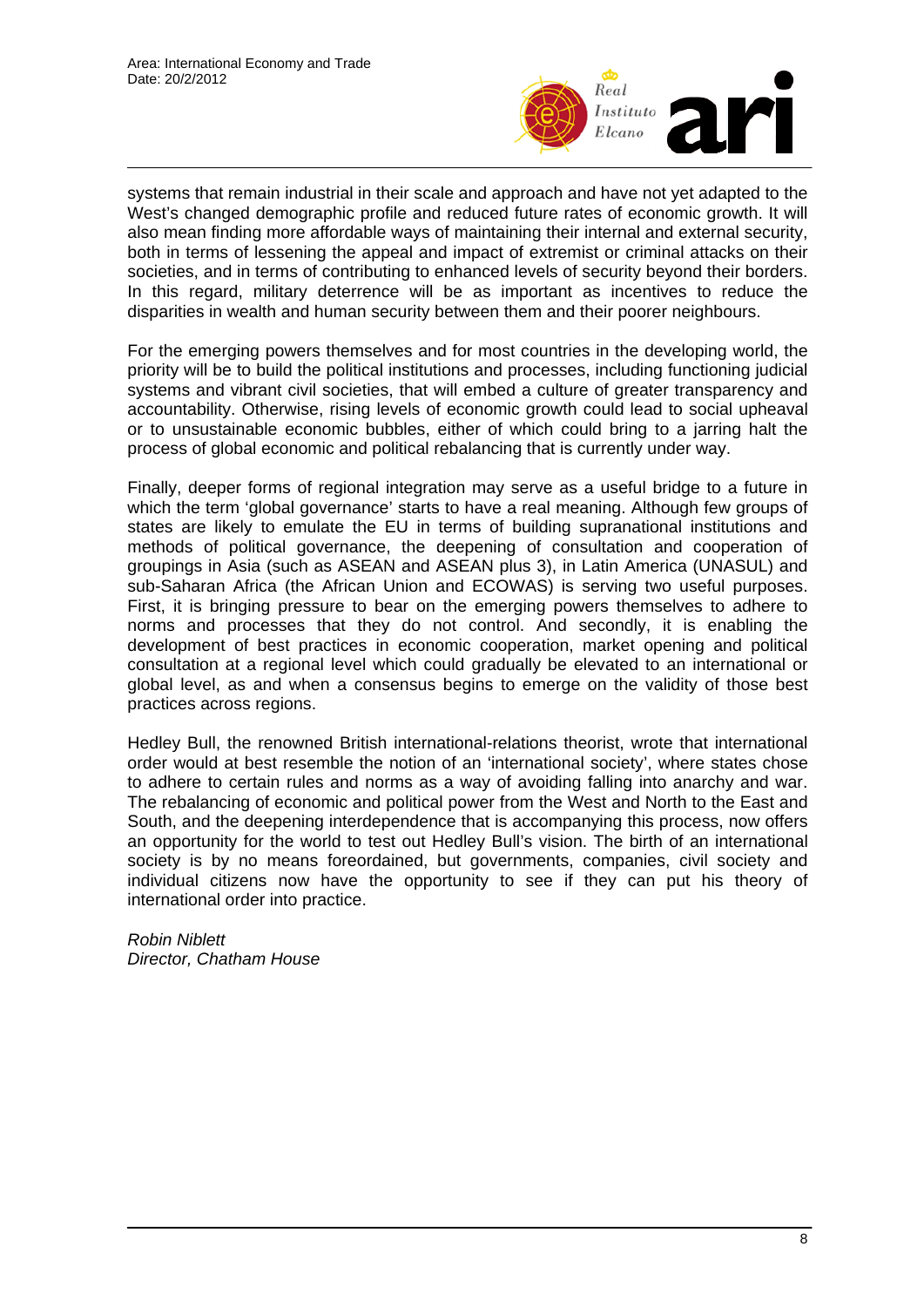systems that remain industrial in their scale and approach and have not yet adapted to the West's changed demographic profile and reduced future rates of economic growth. It will also mean finding more affordable ways of maintaining their internal and external security, both in terms of lessening the appeal and impact of extremist or criminal attacks on their societies, and in terms of contributing to enhanced levels of security beyond their borders. In this regard, military deterrence will be as important as incentives to reduce the disparities in wealth and human security between them and their poorer neighbours.

For the emerging powers themselves and for most countries in the developing world, the priority will be to build the political institutions and processes, including functioning judicial systems and vibrant civil societies, that will embed a culture of greater transparency and accountability. Otherwise, rising levels of economic growth could lead to social upheaval or to unsustainable economic bubbles, either of which could bring to a jarring halt the process of global economic and political rebalancing that is currently under way.

Finally, deeper forms of regional integration may serve as a useful bridge to a future in which the term 'global governance' starts to have a real meaning. Although few groups of states are likely to emulate the EU in terms of building supranational institutions and methods of political governance, the deepening of consultation and cooperation of groupings in Asia (such as ASEAN and ASEAN plus 3), in Latin America (UNASUL) and sub-Saharan Africa (the African Union and ECOWAS) is serving two useful purposes. First, it is bringing pressure to bear on the emerging powers themselves to adhere to norms and processes that they do not control. And secondly, it is enabling the development of best practices in economic cooperation, market opening and political consultation at a regional level which could gradually be elevated to an international or global level, as and when a consensus begins to emerge on the validity of those best practices across regions.

Hedley Bull, the renowned British international-relations theorist, wrote that international order would at best resemble the notion of an 'international society', where states chose to adhere to certain rules and norms as a way of avoiding falling into anarchy and war. The rebalancing of economic and political power from the West and North to the East and South, and the deepening interdependence that is accompanying this process, now offers an opportunity for the world to test out Hedley Bull's vision. The birth of an international society is by no means foreordained, but governments, companies, civil society and individual citizens now have the opportunity to see if they can put his theory of international order into practice.

*Robin Niblett*
*Director, Chatham House*